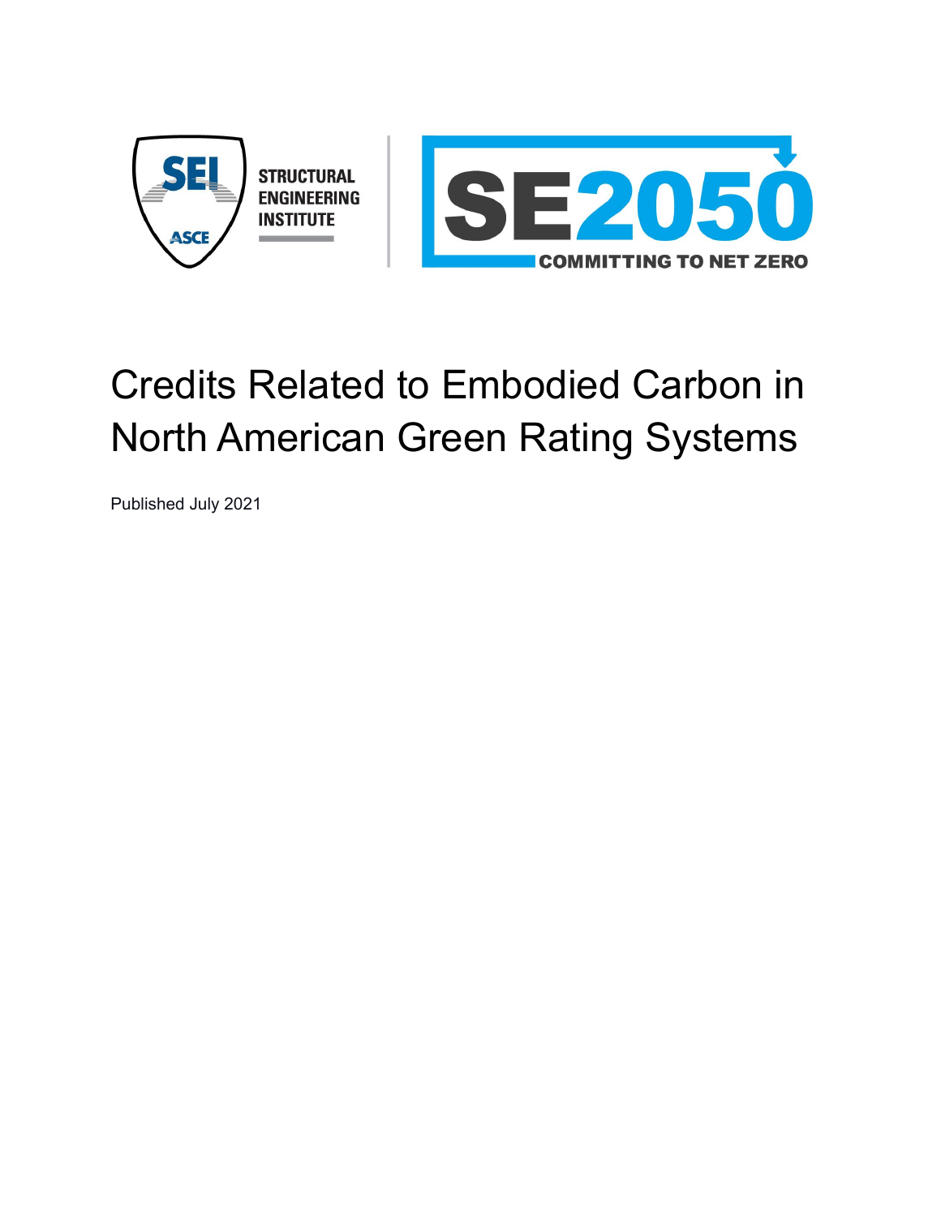STRUCTURAL ENGINEERING INSTITUTE

SE2050 COMMITTING TO NET ZERO

# Credits Related to Embodied Carbon in North American Green Rating Systems

Published July 2021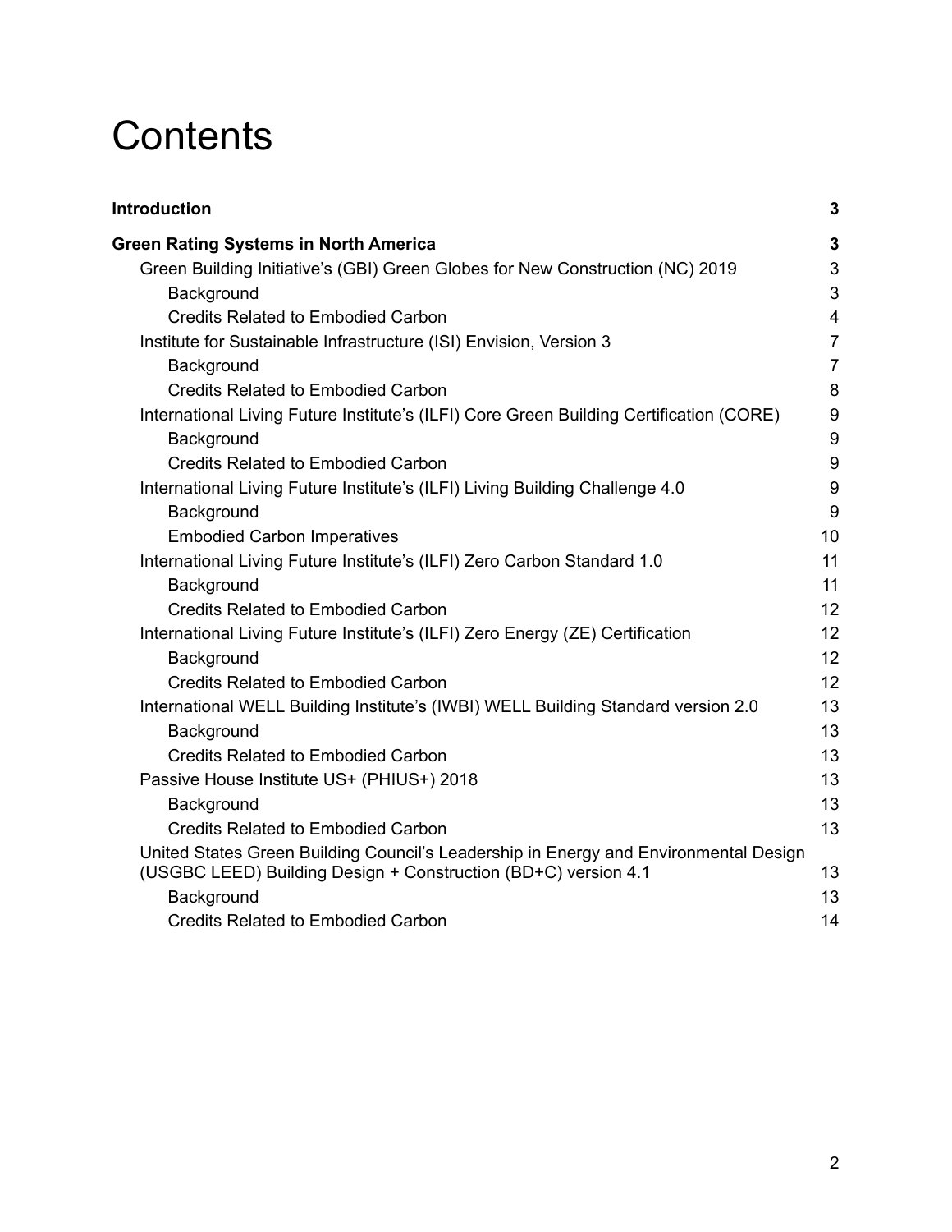# Contents

**Introduction** **3**

**Green Rating Systems in North America** **3**

- Green Building Initiative's (GBI) Green Globes for New Construction (NC) 2019 3
  - Background 3
  - Credits Related to Embodied Carbon 4
- Institute for Sustainable Infrastructure (ISI) Envision, Version 3 7
  - Background 7
  - Credits Related to Embodied Carbon 8
- International Living Future Institute's (ILFI) Core Green Building Certification (CORE) 9
  - Background 9
  - Credits Related to Embodied Carbon 9
- International Living Future Institute's (ILFI) Living Building Challenge 4.0 9
  - Background 9
  - Embodied Carbon Imperatives 10
- International Living Future Institute's (ILFI) Zero Carbon Standard 1.0 11
  - Background 11
  - Credits Related to Embodied Carbon 12
- International Living Future Institute's (ILFI) Zero Energy (ZE) Certification 12
  - Background 12
  - Credits Related to Embodied Carbon 12
- International WELL Building Institute's (IWBI) WELL Building Standard version 2.0 13
  - Background 13
  - Credits Related to Embodied Carbon 13
- Passive House Institute US+ (PHIUS+) 2018 13
  - Background 13
  - Credits Related to Embodied Carbon 13
- United States Green Building Council's Leadership in Energy and Environmental Design (USGBC LEED) Building Design + Construction (BD+C) version 4.1 13
  - Background 13
  - Credits Related to Embodied Carbon 14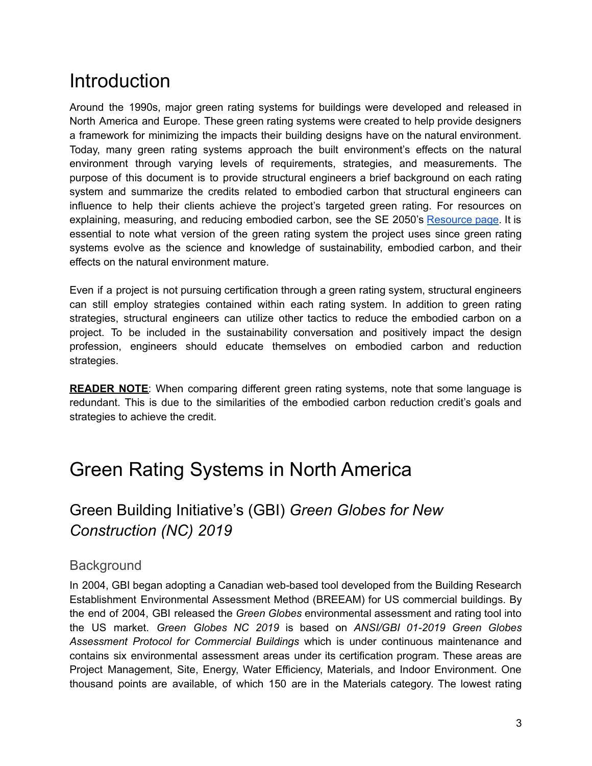# Introduction

Around the 1990s, major green rating systems for buildings were developed and released in North America and Europe. These green rating systems were created to help provide designers a framework for minimizing the impacts their building designs have on the natural environment. Today, many green rating systems approach the built environment's effects on the natural environment through varying levels of requirements, strategies, and measurements. The purpose of this document is to provide structural engineers a brief background on each rating system and summarize the credits related to embodied carbon that structural engineers can influence to help their clients achieve the project's targeted green rating. For resources on explaining, measuring, and reducing embodied carbon, see the SE 2050's Resource page. It is essential to note what version of the green rating system the project uses since green rating systems evolve as the science and knowledge of sustainability, embodied carbon, and their effects on the natural environment mature.

Even if a project is not pursuing certification through a green rating system, structural engineers can still employ strategies contained within each rating system. In addition to green rating strategies, structural engineers can utilize other tactics to reduce the embodied carbon on a project. To be included in the sustainability conversation and positively impact the design profession, engineers should educate themselves on embodied carbon and reduction strategies.

**READER NOTE**: When comparing different green rating systems, note that some language is redundant. This is due to the similarities of the embodied carbon reduction credit's goals and strategies to achieve the credit.

# Green Rating Systems in North America

## Green Building Initiative's (GBI) *Green Globes for New Construction (NC) 2019*

### Background

In 2004, GBI began adopting a Canadian web-based tool developed from the Building Research Establishment Environmental Assessment Method (BREEAM) for US commercial buildings. By the end of 2004, GBI released the *Green Globes* environmental assessment and rating tool into the US market. *Green Globes NC 2019* is based on *ANSI/GBI 01-2019 Green Globes Assessment Protocol for Commercial Buildings* which is under continuous maintenance and contains six environmental assessment areas under its certification program. These areas are Project Management, Site, Energy, Water Efficiency, Materials, and Indoor Environment. One thousand points are available, of which 150 are in the Materials category. The lowest rating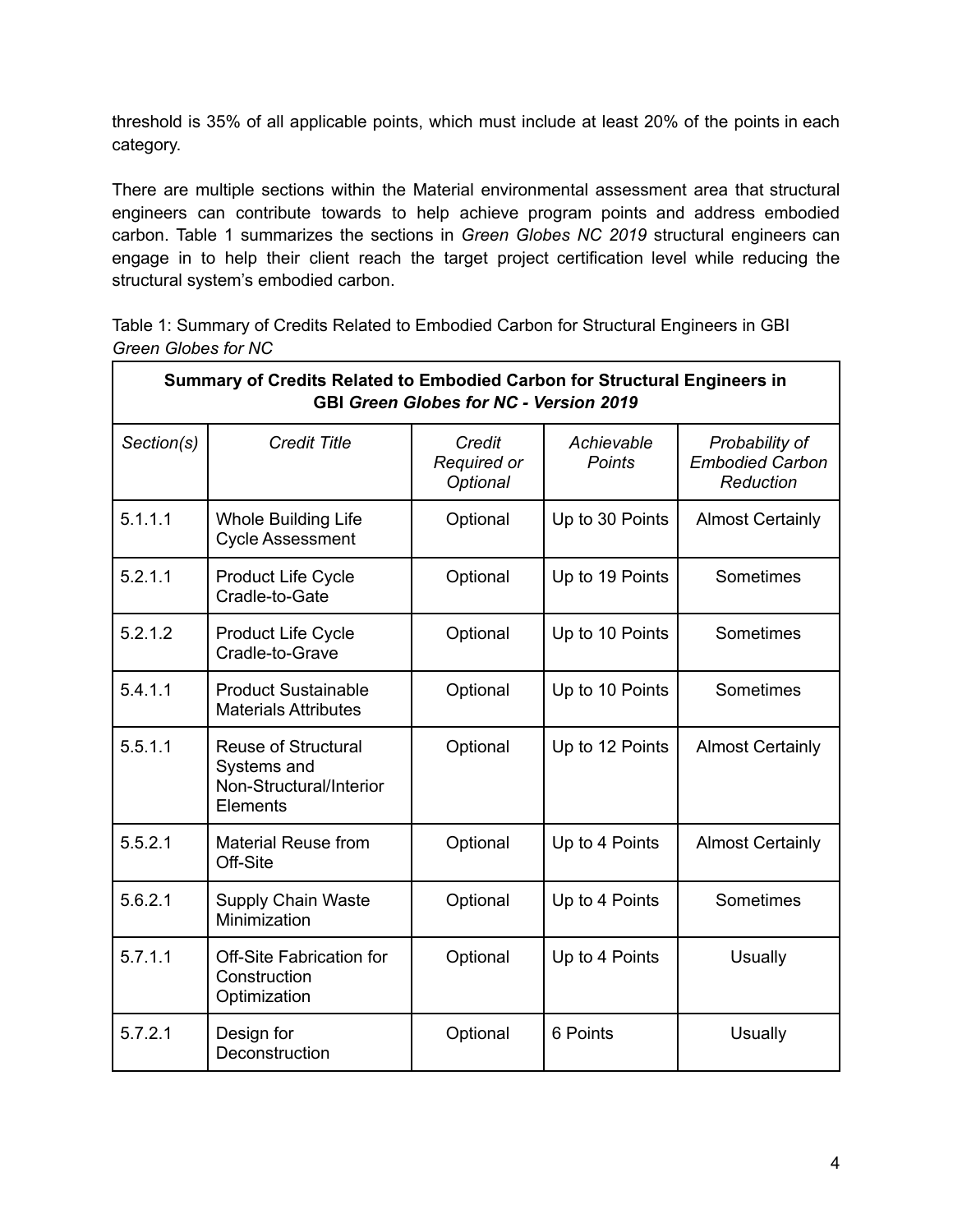threshold is 35% of all applicable points, which must include at least 20% of the points in each category.

There are multiple sections within the Material environmental assessment area that structural engineers can contribute towards to help achieve program points and address embodied carbon. Table 1 summarizes the sections in *Green Globes NC 2019* structural engineers can engage in to help their client reach the target project certification level while reducing the structural system's embodied carbon.

Table 1: Summary of Credits Related to Embodied Carbon for Structural Engineers in GBI *Green Globes for NC*

| **Summary of Credits Related to Embodied Carbon for Structural Engineers in GBI *Green Globes for NC - Version 2019*** | | | | |
|---|---|---|---|---|
| *Section(s)* | *Credit Title* | *Credit Required or Optional* | *Achievable Points* | *Probability of Embodied Carbon Reduction* |
| 5.1.1.1 | Whole Building Life Cycle Assessment | Optional | Up to 30 Points | Almost Certainly |
| 5.2.1.1 | Product Life Cycle Cradle-to-Gate | Optional | Up to 19 Points | Sometimes |
| 5.2.1.2 | Product Life Cycle Cradle-to-Grave | Optional | Up to 10 Points | Sometimes |
| 5.4.1.1 | Product Sustainable Materials Attributes | Optional | Up to 10 Points | Sometimes |
| 5.5.1.1 | Reuse of Structural Systems and Non-Structural/Interior Elements | Optional | Up to 12 Points | Almost Certainly |
| 5.5.2.1 | Material Reuse from Off-Site | Optional | Up to 4 Points | Almost Certainly |
| 5.6.2.1 | Supply Chain Waste Minimization | Optional | Up to 4 Points | Sometimes |
| 5.7.1.1 | Off-Site Fabrication for Construction Optimization | Optional | Up to 4 Points | Usually |
| 5.7.2.1 | Design for Deconstruction | Optional | 6 Points | Usually |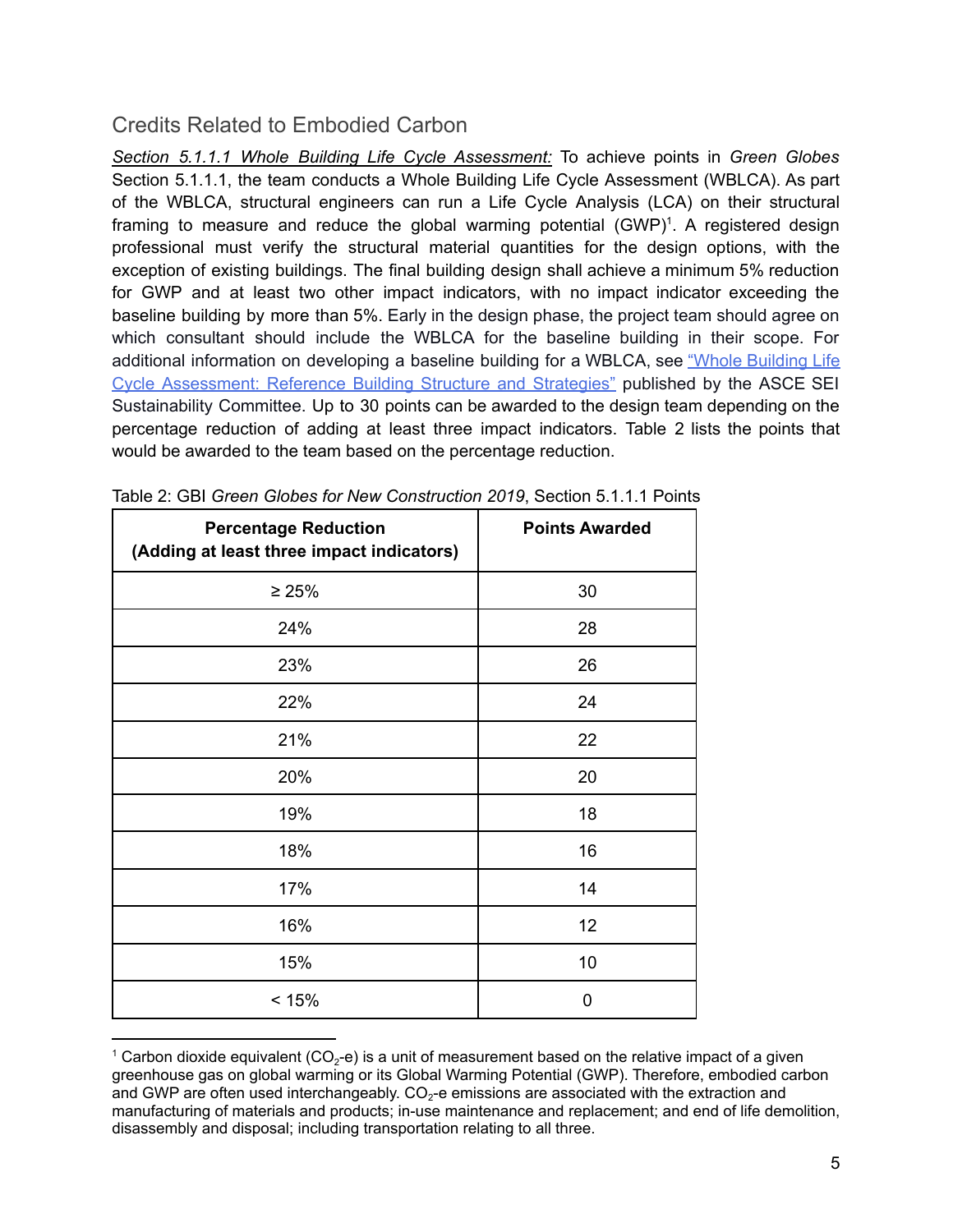## Credits Related to Embodied Carbon

*Section 5.1.1.1 Whole Building Life Cycle Assessment:* To achieve points in *Green Globes* Section 5.1.1.1, the team conducts a Whole Building Life Cycle Assessment (WBLCA). As part of the WBLCA, structural engineers can run a Life Cycle Analysis (LCA) on their structural framing to measure and reduce the global warming potential (GWP)[1]. A registered design professional must verify the structural material quantities for the design options, with the exception of existing buildings. The final building design shall achieve a minimum 5% reduction for GWP and at least two other impact indicators, with no impact indicator exceeding the baseline building by more than 5%. Early in the design phase, the project team should agree on which consultant should include the WBLCA for the baseline building in their scope. For additional information on developing a baseline building for a WBLCA, see "Whole Building Life Cycle Assessment: Reference Building Structure and Strategies" published by the ASCE SEI Sustainability Committee. Up to 30 points can be awarded to the design team depending on the percentage reduction of adding at least three impact indicators. Table 2 lists the points that would be awarded to the team based on the percentage reduction.

Table 2: GBI *Green Globes for New Construction 2019*, Section 5.1.1.1 Points

| **Percentage Reduction (Adding at least three impact indicators)** | **Points Awarded** |
|---|---|
| ≥ 25% | 30 |
| 24% | 28 |
| 23% | 26 |
| 22% | 24 |
| 21% | 22 |
| 20% | 20 |
| 19% | 18 |
| 18% | 16 |
| 17% | 14 |
| 16% | 12 |
| 15% | 10 |
| < 15% | 0 |

[1] Carbon dioxide equivalent ($CO_2$-e) is a unit of measurement based on the relative impact of a given greenhouse gas on global warming or its Global Warming Potential (GWP). Therefore, embodied carbon and GWP are often used interchangeably. $CO_2$-e emissions are associated with the extraction and manufacturing of materials and products; in-use maintenance and replacement; and end of life demolition, disassembly and disposal; including transportation relating to all three.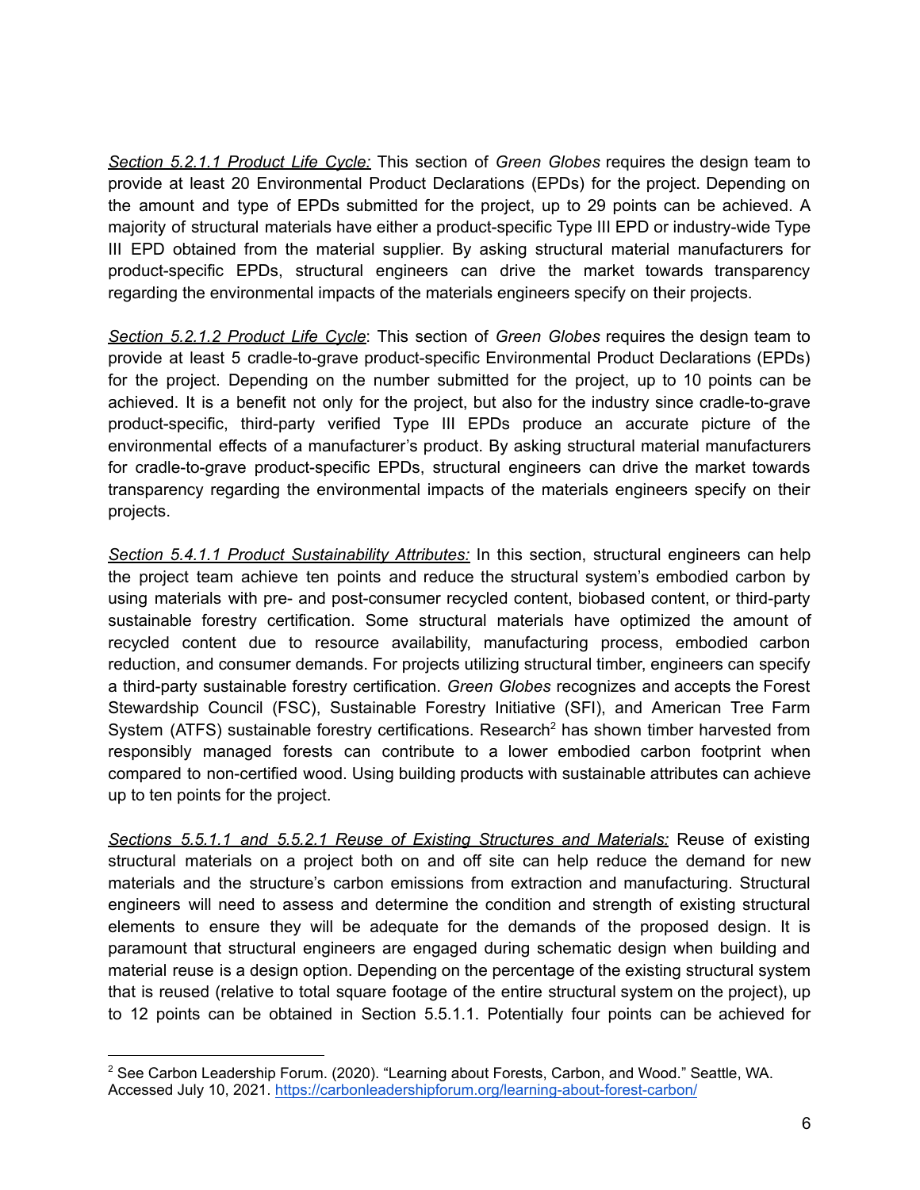*Section 5.2.1.1 Product Life Cycle:* This section of *Green Globes* requires the design team to provide at least 20 Environmental Product Declarations (EPDs) for the project. Depending on the amount and type of EPDs submitted for the project, up to 29 points can be achieved. A majority of structural materials have either a product-specific Type III EPD or industry-wide Type III EPD obtained from the material supplier. By asking structural material manufacturers for product-specific EPDs, structural engineers can drive the market towards transparency regarding the environmental impacts of the materials engineers specify on their projects.

*Section 5.2.1.2 Product Life Cycle*: This section of *Green Globes* requires the design team to provide at least 5 cradle-to-grave product-specific Environmental Product Declarations (EPDs) for the project. Depending on the number submitted for the project, up to 10 points can be achieved. It is a benefit not only for the project, but also for the industry since cradle-to-grave product-specific, third-party verified Type III EPDs produce an accurate picture of the environmental effects of a manufacturer's product. By asking structural material manufacturers for cradle-to-grave product-specific EPDs, structural engineers can drive the market towards transparency regarding the environmental impacts of the materials engineers specify on their projects.

*Section 5.4.1.1 Product Sustainability Attributes:* In this section, structural engineers can help the project team achieve ten points and reduce the structural system's embodied carbon by using materials with pre- and post-consumer recycled content, biobased content, or third-party sustainable forestry certification. Some structural materials have optimized the amount of recycled content due to resource availability, manufacturing process, embodied carbon reduction, and consumer demands. For projects utilizing structural timber, engineers can specify a third-party sustainable forestry certification. *Green Globes* recognizes and accepts the Forest Stewardship Council (FSC), Sustainable Forestry Initiative (SFI), and American Tree Farm System (ATFS) sustainable forestry certifications. Research[2] has shown timber harvested from responsibly managed forests can contribute to a lower embodied carbon footprint when compared to non-certified wood. Using building products with sustainable attributes can achieve up to ten points for the project.

*Sections 5.5.1.1 and 5.5.2.1 Reuse of Existing Structures and Materials:* Reuse of existing structural materials on a project both on and off site can help reduce the demand for new materials and the structure's carbon emissions from extraction and manufacturing. Structural engineers will need to assess and determine the condition and strength of existing structural elements to ensure they will be adequate for the demands of the proposed design. It is paramount that structural engineers are engaged during schematic design when building and material reuse is a design option. Depending on the percentage of the existing structural system that is reused (relative to total square footage of the entire structural system on the project), up to 12 points can be obtained in Section 5.5.1.1. Potentially four points can be achieved for

[2] See Carbon Leadership Forum. (2020). "Learning about Forests, Carbon, and Wood." Seattle, WA. Accessed July 10, 2021. https://carbonleadershipforum.org/learning-about-forest-carbon/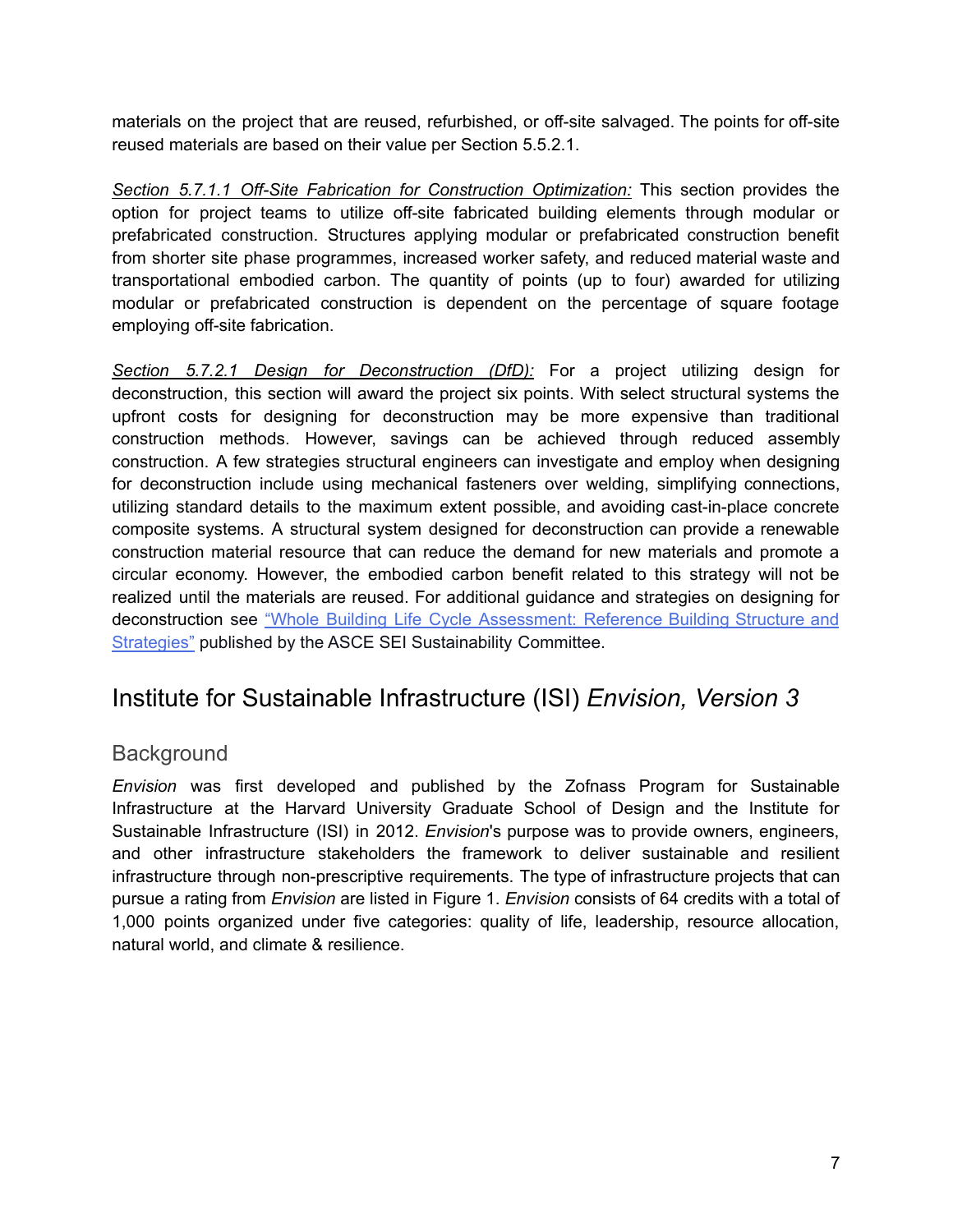materials on the project that are reused, refurbished, or off-site salvaged. The points for off-site reused materials are based on their value per Section 5.5.2.1.

*Section 5.7.1.1 Off-Site Fabrication for Construction Optimization:* This section provides the option for project teams to utilize off-site fabricated building elements through modular or prefabricated construction. Structures applying modular or prefabricated construction benefit from shorter site phase programmes, increased worker safety, and reduced material waste and transportational embodied carbon. The quantity of points (up to four) awarded for utilizing modular or prefabricated construction is dependent on the percentage of square footage employing off-site fabrication.

*Section 5.7.2.1 Design for Deconstruction (DfD):* For a project utilizing design for deconstruction, this section will award the project six points. With select structural systems the upfront costs for designing for deconstruction may be more expensive than traditional construction methods. However, savings can be achieved through reduced assembly construction. A few strategies structural engineers can investigate and employ when designing for deconstruction include using mechanical fasteners over welding, simplifying connections, utilizing standard details to the maximum extent possible, and avoiding cast-in-place concrete composite systems. A structural system designed for deconstruction can provide a renewable construction material resource that can reduce the demand for new materials and promote a circular economy. However, the embodied carbon benefit related to this strategy will not be realized until the materials are reused. For additional guidance and strategies on designing for deconstruction see "Whole Building Life Cycle Assessment: Reference Building Structure and Strategies" published by the ASCE SEI Sustainability Committee.

## Institute for Sustainable Infrastructure (ISI) *Envision, Version 3*

### Background

*Envision* was first developed and published by the Zofnass Program for Sustainable Infrastructure at the Harvard University Graduate School of Design and the Institute for Sustainable Infrastructure (ISI) in 2012. *Envision*'s purpose was to provide owners, engineers, and other infrastructure stakeholders the framework to deliver sustainable and resilient infrastructure through non-prescriptive requirements. The type of infrastructure projects that can pursue a rating from *Envision* are listed in Figure 1. *Envision* consists of 64 credits with a total of 1,000 points organized under five categories: quality of life, leadership, resource allocation, natural world, and climate & resilience.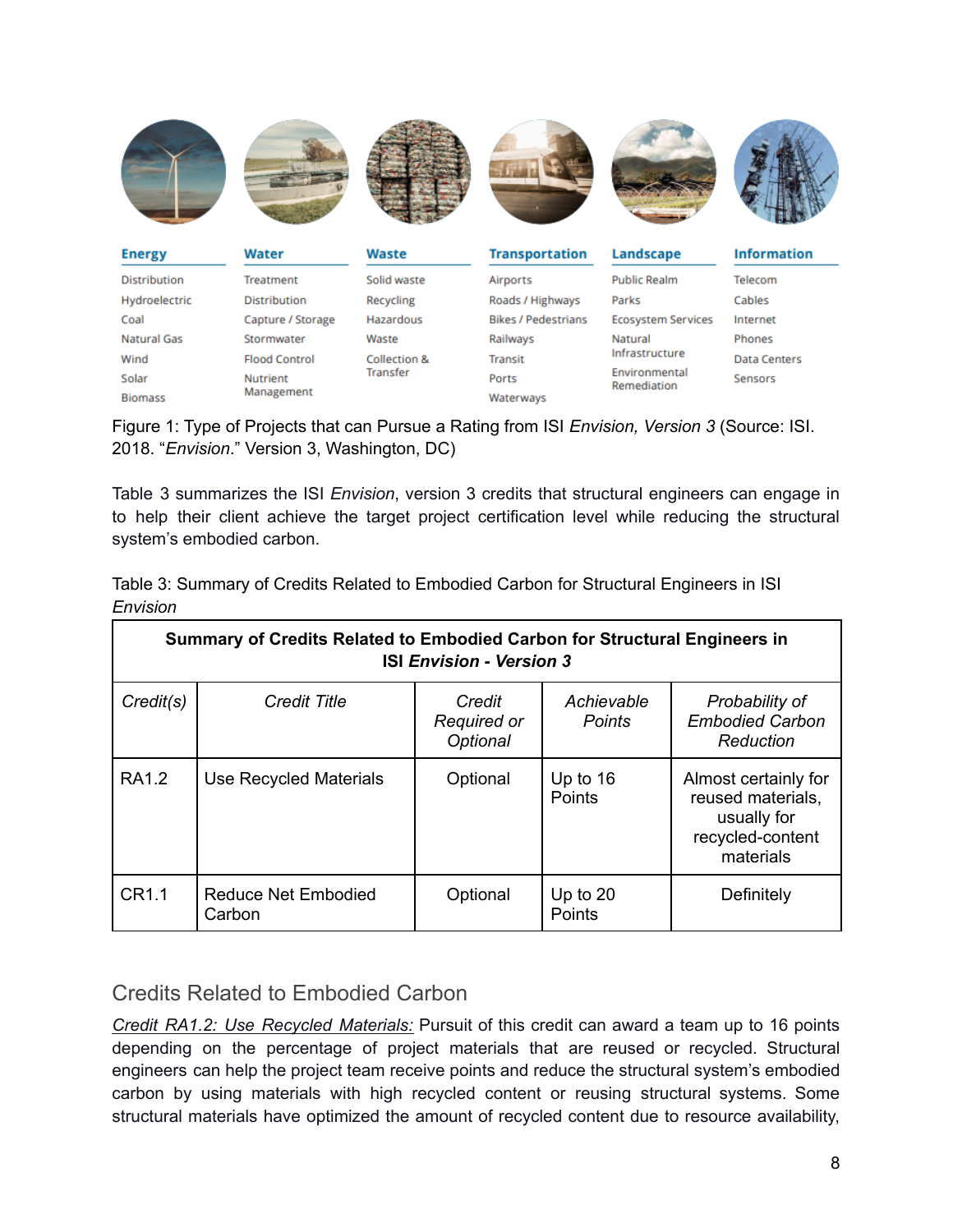| Energy | Water | Waste | Transportation | Landscape | Information |
|---|---|---|---|---|---|
| Distribution | Treatment | Solid waste | Airports | Public Realm | Telecom |
| Hydroelectric | Distribution | Recycling | Roads / Highways | Parks | Cables |
| Coal | Capture / Storage | Hazardous | Bikes / Pedestrians | Ecosystem Services | Internet |
| Natural Gas | Stormwater | Waste | Railways | Natural Infrastructure | Phones |
| Wind | Flood Control | Collection & Transfer | Transit | Environmental Remediation | Data Centers |
| Solar | Nutrient Management | | Ports | | Sensors |
| Biomass | | | Waterways | | |

Figure 1: Type of Projects that can Pursue a Rating from ISI *Envision, Version 3* (Source: ISI. 2018. "*Envision*." Version 3, Washington, DC)

Table 3 summarizes the ISI *Envision*, version 3 credits that structural engineers can engage in to help their client achieve the target project certification level while reducing the structural system's embodied carbon.

Table 3: Summary of Credits Related to Embodied Carbon for Structural Engineers in ISI *Envision*

| **Summary of Credits Related to Embodied Carbon for Structural Engineers in ISI *Envision - Version 3*** | | | | |
|---|---|---|---|---|
| *Credit(s)* | *Credit Title* | *Credit Required or Optional* | *Achievable Points* | *Probability of Embodied Carbon Reduction* |
| RA1.2 | Use Recycled Materials | Optional | Up to 16 Points | Almost certainly for reused materials, usually for recycled-content materials |
| CR1.1 | Reduce Net Embodied Carbon | Optional | Up to 20 Points | Definitely |

## Credits Related to Embodied Carbon

*Credit RA1.2: Use Recycled Materials:* Pursuit of this credit can award a team up to 16 points depending on the percentage of project materials that are reused or recycled. Structural engineers can help the project team receive points and reduce the structural system's embodied carbon by using materials with high recycled content or reusing structural systems. Some structural materials have optimized the amount of recycled content due to resource availability,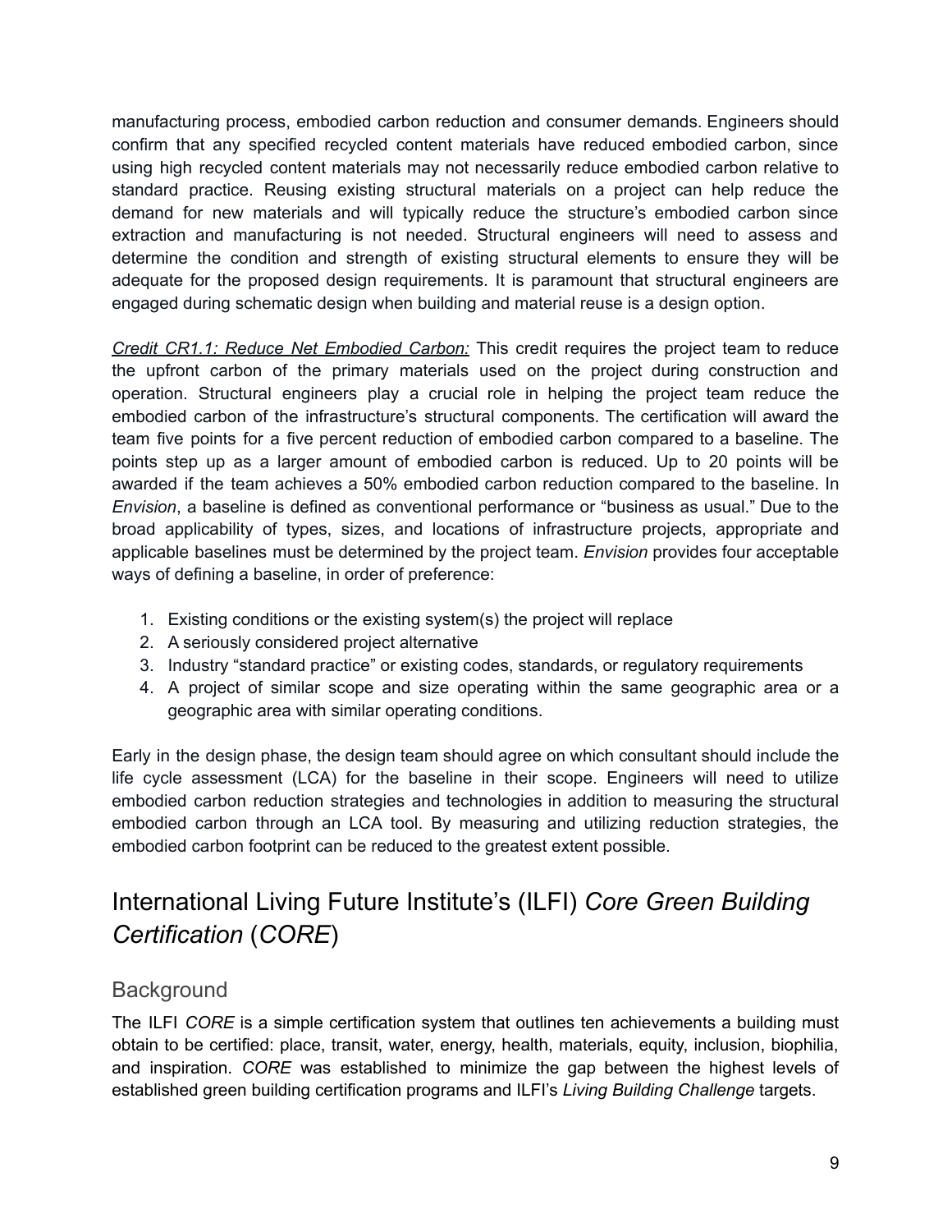manufacturing process, embodied carbon reduction and consumer demands. Engineers should confirm that any specified recycled content materials have reduced embodied carbon, since using high recycled content materials may not necessarily reduce embodied carbon relative to standard practice. Reusing existing structural materials on a project can help reduce the demand for new materials and will typically reduce the structure's embodied carbon since extraction and manufacturing is not needed. Structural engineers will need to assess and determine the condition and strength of existing structural elements to ensure they will be adequate for the proposed design requirements. It is paramount that structural engineers are engaged during schematic design when building and material reuse is a design option.

*Credit CR1.1: Reduce Net Embodied Carbon:* This credit requires the project team to reduce the upfront carbon of the primary materials used on the project during construction and operation. Structural engineers play a crucial role in helping the project team reduce the embodied carbon of the infrastructure's structural components. The certification will award the team five points for a five percent reduction of embodied carbon compared to a baseline. The points step up as a larger amount of embodied carbon is reduced. Up to 20 points will be awarded if the team achieves a 50% embodied carbon reduction compared to the baseline. In *Envision*, a baseline is defined as conventional performance or "business as usual." Due to the broad applicability of types, sizes, and locations of infrastructure projects, appropriate and applicable baselines must be determined by the project team. *Envision* provides four acceptable ways of defining a baseline, in order of preference:

1. Existing conditions or the existing system(s) the project will replace
2. A seriously considered project alternative
3. Industry "standard practice" or existing codes, standards, or regulatory requirements
4. A project of similar scope and size operating within the same geographic area or a geographic area with similar operating conditions.

Early in the design phase, the design team should agree on which consultant should include the life cycle assessment (LCA) for the baseline in their scope. Engineers will need to utilize embodied carbon reduction strategies and technologies in addition to measuring the structural embodied carbon through an LCA tool. By measuring and utilizing reduction strategies, the embodied carbon footprint can be reduced to the greatest extent possible.

## International Living Future Institute's (ILFI) *Core Green Building Certification* (*CORE*)

### Background

The ILFI *CORE* is a simple certification system that outlines ten achievements a building must obtain to be certified: place, transit, water, energy, health, materials, equity, inclusion, biophilia, and inspiration. *CORE* was established to minimize the gap between the highest levels of established green building certification programs and ILFI's *Living Building Challenge* targets.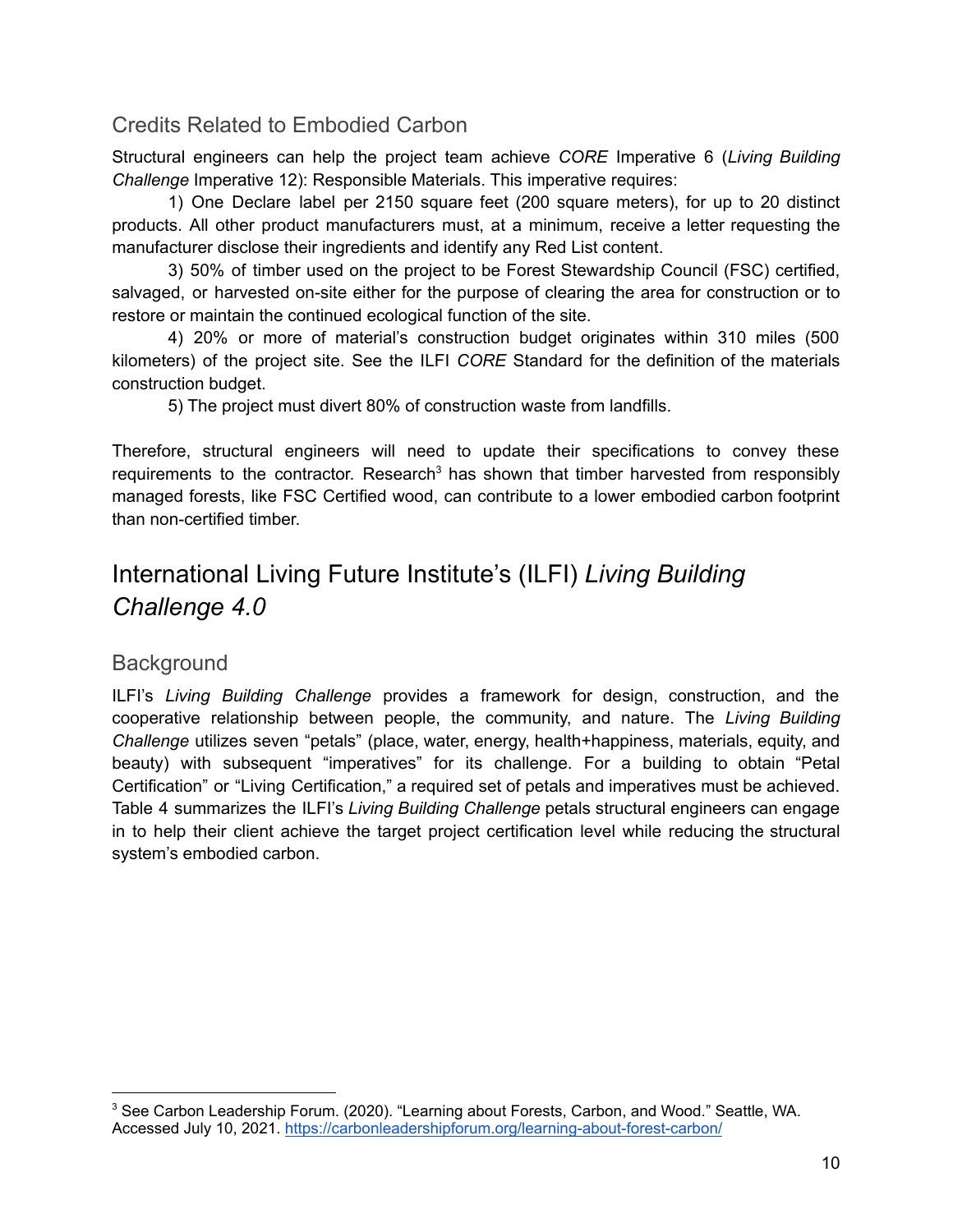## Credits Related to Embodied Carbon

Structural engineers can help the project team achieve *CORE* Imperative 6 (*Living Building Challenge* Imperative 12): Responsible Materials. This imperative requires:

1) One Declare label per 2150 square feet (200 square meters), for up to 20 distinct products. All other product manufacturers must, at a minimum, receive a letter requesting the manufacturer disclose their ingredients and identify any Red List content.

3) 50% of timber used on the project to be Forest Stewardship Council (FSC) certified, salvaged, or harvested on-site either for the purpose of clearing the area for construction or to restore or maintain the continued ecological function of the site.

4) 20% or more of material's construction budget originates within 310 miles (500 kilometers) of the project site. See the ILFI *CORE* Standard for the definition of the materials construction budget.

5) The project must divert 80% of construction waste from landfills.

Therefore, structural engineers will need to update their specifications to convey these requirements to the contractor. Research[3] has shown that timber harvested from responsibly managed forests, like FSC Certified wood, can contribute to a lower embodied carbon footprint than non-certified timber.

# International Living Future Institute's (ILFI) *Living Building Challenge 4.0*

## Background

ILFI's *Living Building Challenge* provides a framework for design, construction, and the cooperative relationship between people, the community, and nature. The *Living Building Challenge* utilizes seven "petals" (place, water, energy, health+happiness, materials, equity, and beauty) with subsequent "imperatives" for its challenge. For a building to obtain "Petal Certification" or "Living Certification," a required set of petals and imperatives must be achieved. Table 4 summarizes the ILFI's *Living Building Challenge* petals structural engineers can engage in to help their client achieve the target project certification level while reducing the structural system's embodied carbon.

---

[3] See Carbon Leadership Forum. (2020). "Learning about Forests, Carbon, and Wood." Seattle, WA. Accessed July 10, 2021. https://carbonleadershipforum.org/learning-about-forest-carbon/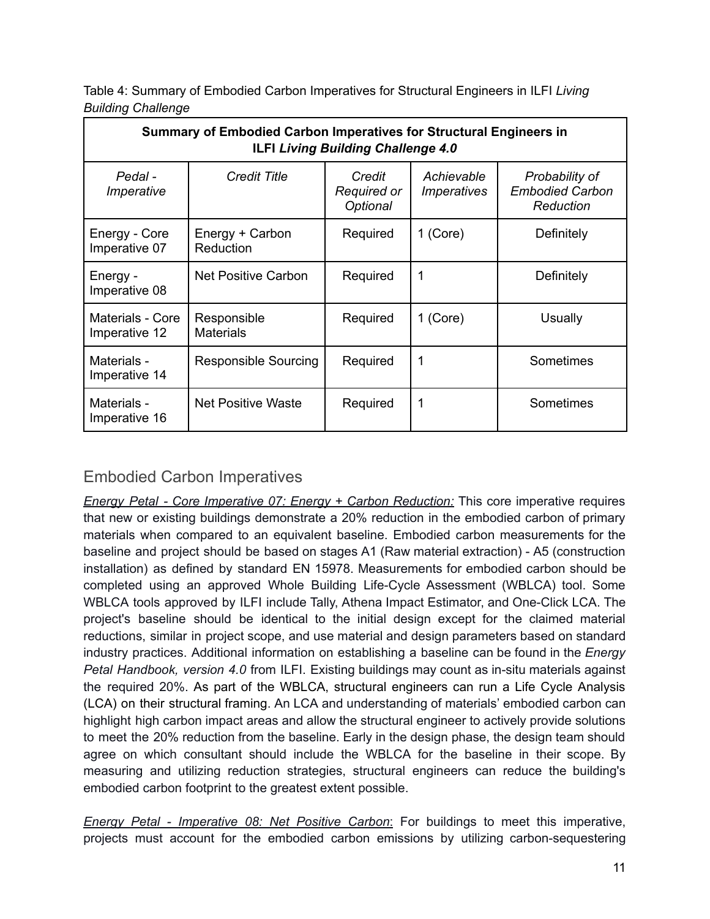Table 4: Summary of Embodied Carbon Imperatives for Structural Engineers in ILFI *Living Building Challenge*

| **Summary of Embodied Carbon Imperatives for Structural Engineers in ILFI *Living Building Challenge 4.0*** | | | | |
|---|---|---|---|---|
| *Pedal - Imperative* | *Credit Title* | *Credit Required or Optional* | *Achievable Imperatives* | *Probability of Embodied Carbon Reduction* |
| Energy - Core Imperative 07 | Energy + Carbon Reduction | Required | 1 (Core) | Definitely |
| Energy - Imperative 08 | Net Positive Carbon | Required | 1 | Definitely |
| Materials - Core Imperative 12 | Responsible Materials | Required | 1 (Core) | Usually |
| Materials - Imperative 14 | Responsible Sourcing | Required | 1 | Sometimes |
| Materials - Imperative 16 | Net Positive Waste | Required | 1 | Sometimes |

## Embodied Carbon Imperatives

*Energy Petal - Core Imperative 07: Energy + Carbon Reduction:* This core imperative requires that new or existing buildings demonstrate a 20% reduction in the embodied carbon of primary materials when compared to an equivalent baseline. Embodied carbon measurements for the baseline and project should be based on stages A1 (Raw material extraction) - A5 (construction installation) as defined by standard EN 15978. Measurements for embodied carbon should be completed using an approved Whole Building Life-Cycle Assessment (WBLCA) tool. Some WBLCA tools approved by ILFI include Tally, Athena Impact Estimator, and One-Click LCA. The project's baseline should be identical to the initial design except for the claimed material reductions, similar in project scope, and use material and design parameters based on standard industry practices. Additional information on establishing a baseline can be found in the *Energy Petal Handbook, version 4.0* from ILFI. Existing buildings may count as in-situ materials against the required 20%. As part of the WBLCA, structural engineers can run a Life Cycle Analysis (LCA) on their structural framing. An LCA and understanding of materials' embodied carbon can highlight high carbon impact areas and allow the structural engineer to actively provide solutions to meet the 20% reduction from the baseline. Early in the design phase, the design team should agree on which consultant should include the WBLCA for the baseline in their scope. By measuring and utilizing reduction strategies, structural engineers can reduce the building's embodied carbon footprint to the greatest extent possible.

*Energy Petal - Imperative 08: Net Positive Carbon*: For buildings to meet this imperative, projects must account for the embodied carbon emissions by utilizing carbon-sequestering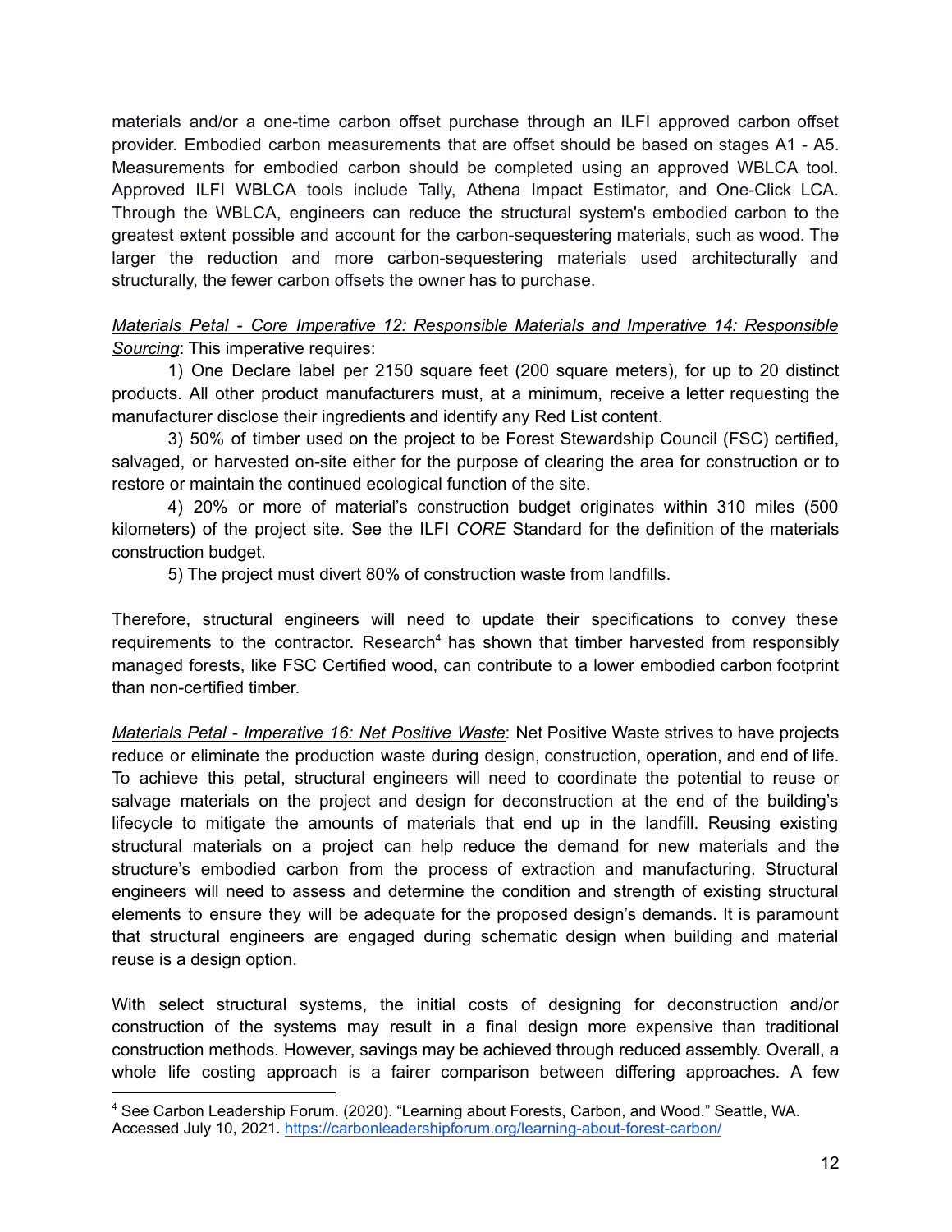materials and/or a one-time carbon offset purchase through an ILFI approved carbon offset provider. Embodied carbon measurements that are offset should be based on stages A1 - A5. Measurements for embodied carbon should be completed using an approved WBLCA tool. Approved ILFI WBLCA tools include Tally, Athena Impact Estimator, and One-Click LCA. Through the WBLCA, engineers can reduce the structural system's embodied carbon to the greatest extent possible and account for the carbon-sequestering materials, such as wood. The larger the reduction and more carbon-sequestering materials used architecturally and structurally, the fewer carbon offsets the owner has to purchase.

*Materials Petal - Core Imperative 12: Responsible Materials and Imperative 14: Responsible Sourcing*: This imperative requires:

1) One Declare label per 2150 square feet (200 square meters), for up to 20 distinct products. All other product manufacturers must, at a minimum, receive a letter requesting the manufacturer disclose their ingredients and identify any Red List content.

3) 50% of timber used on the project to be Forest Stewardship Council (FSC) certified, salvaged, or harvested on-site either for the purpose of clearing the area for construction or to restore or maintain the continued ecological function of the site.

4) 20% or more of material's construction budget originates within 310 miles (500 kilometers) of the project site. See the ILFI *CORE* Standard for the definition of the materials construction budget.

5) The project must divert 80% of construction waste from landfills.

Therefore, structural engineers will need to update their specifications to convey these requirements to the contractor. Research[4] has shown that timber harvested from responsibly managed forests, like FSC Certified wood, can contribute to a lower embodied carbon footprint than non-certified timber.

*Materials Petal - Imperative 16: Net Positive Waste*: Net Positive Waste strives to have projects reduce or eliminate the production waste during design, construction, operation, and end of life. To achieve this petal, structural engineers will need to coordinate the potential to reuse or salvage materials on the project and design for deconstruction at the end of the building's lifecycle to mitigate the amounts of materials that end up in the landfill. Reusing existing structural materials on a project can help reduce the demand for new materials and the structure's embodied carbon from the process of extraction and manufacturing. Structural engineers will need to assess and determine the condition and strength of existing structural elements to ensure they will be adequate for the proposed design's demands. It is paramount that structural engineers are engaged during schematic design when building and material reuse is a design option.

With select structural systems, the initial costs of designing for deconstruction and/or construction of the systems may result in a final design more expensive than traditional construction methods. However, savings may be achieved through reduced assembly. Overall, a whole life costing approach is a fairer comparison between differing approaches. A few

[4] See Carbon Leadership Forum. (2020). "Learning about Forests, Carbon, and Wood." Seattle, WA. Accessed July 10, 2021. https://carbonleadershipforum.org/learning-about-forest-carbon/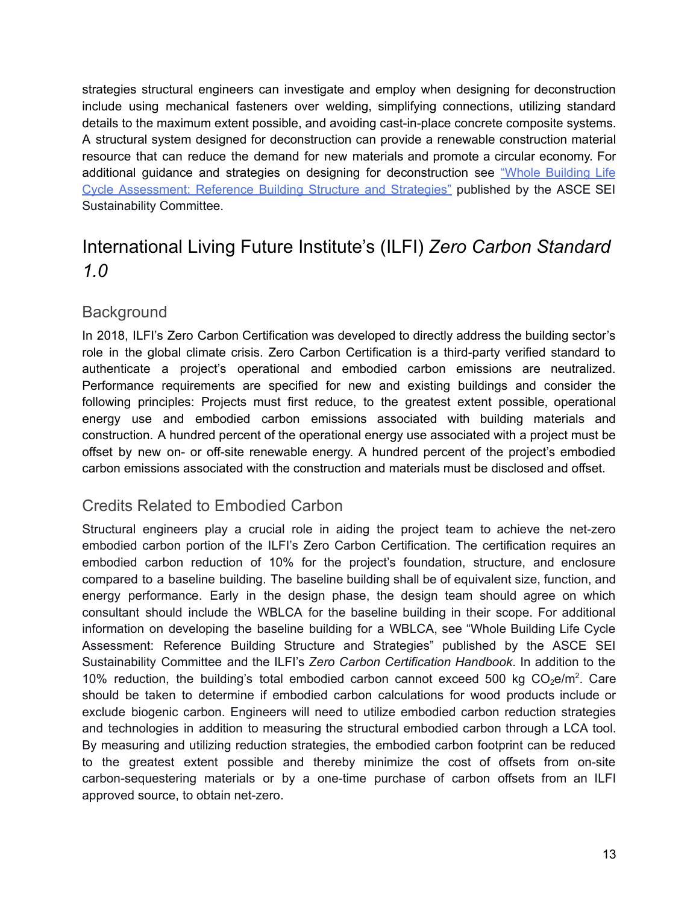strategies structural engineers can investigate and employ when designing for deconstruction include using mechanical fasteners over welding, simplifying connections, utilizing standard details to the maximum extent possible, and avoiding cast-in-place concrete composite systems. A structural system designed for deconstruction can provide a renewable construction material resource that can reduce the demand for new materials and promote a circular economy. For additional guidance and strategies on designing for deconstruction see "Whole Building Life Cycle Assessment: Reference Building Structure and Strategies" published by the ASCE SEI Sustainability Committee.

# International Living Future Institute's (ILFI) *Zero Carbon Standard 1.0*

## Background

In 2018, ILFI's Zero Carbon Certification was developed to directly address the building sector's role in the global climate crisis. Zero Carbon Certification is a third-party verified standard to authenticate a project's operational and embodied carbon emissions are neutralized. Performance requirements are specified for new and existing buildings and consider the following principles: Projects must first reduce, to the greatest extent possible, operational energy use and embodied carbon emissions associated with building materials and construction. A hundred percent of the operational energy use associated with a project must be offset by new on- or off-site renewable energy. A hundred percent of the project's embodied carbon emissions associated with the construction and materials must be disclosed and offset.

## Credits Related to Embodied Carbon

Structural engineers play a crucial role in aiding the project team to achieve the net-zero embodied carbon portion of the ILFI's Zero Carbon Certification. The certification requires an embodied carbon reduction of 10% for the project's foundation, structure, and enclosure compared to a baseline building. The baseline building shall be of equivalent size, function, and energy performance. Early in the design phase, the design team should agree on which consultant should include the WBLCA for the baseline building in their scope. For additional information on developing the baseline building for a WBLCA, see "Whole Building Life Cycle Assessment: Reference Building Structure and Strategies" published by the ASCE SEI Sustainability Committee and the ILFI's *Zero Carbon Certification Handbook*. In addition to the 10% reduction, the building's total embodied carbon cannot exceed 500 kg $CO_2e/m^2$. Care should be taken to determine if embodied carbon calculations for wood products include or exclude biogenic carbon. Engineers will need to utilize embodied carbon reduction strategies and technologies in addition to measuring the structural embodied carbon through a LCA tool. By measuring and utilizing reduction strategies, the embodied carbon footprint can be reduced to the greatest extent possible and thereby minimize the cost of offsets from on-site carbon-sequestering materials or by a one-time purchase of carbon offsets from an ILFI approved source, to obtain net-zero.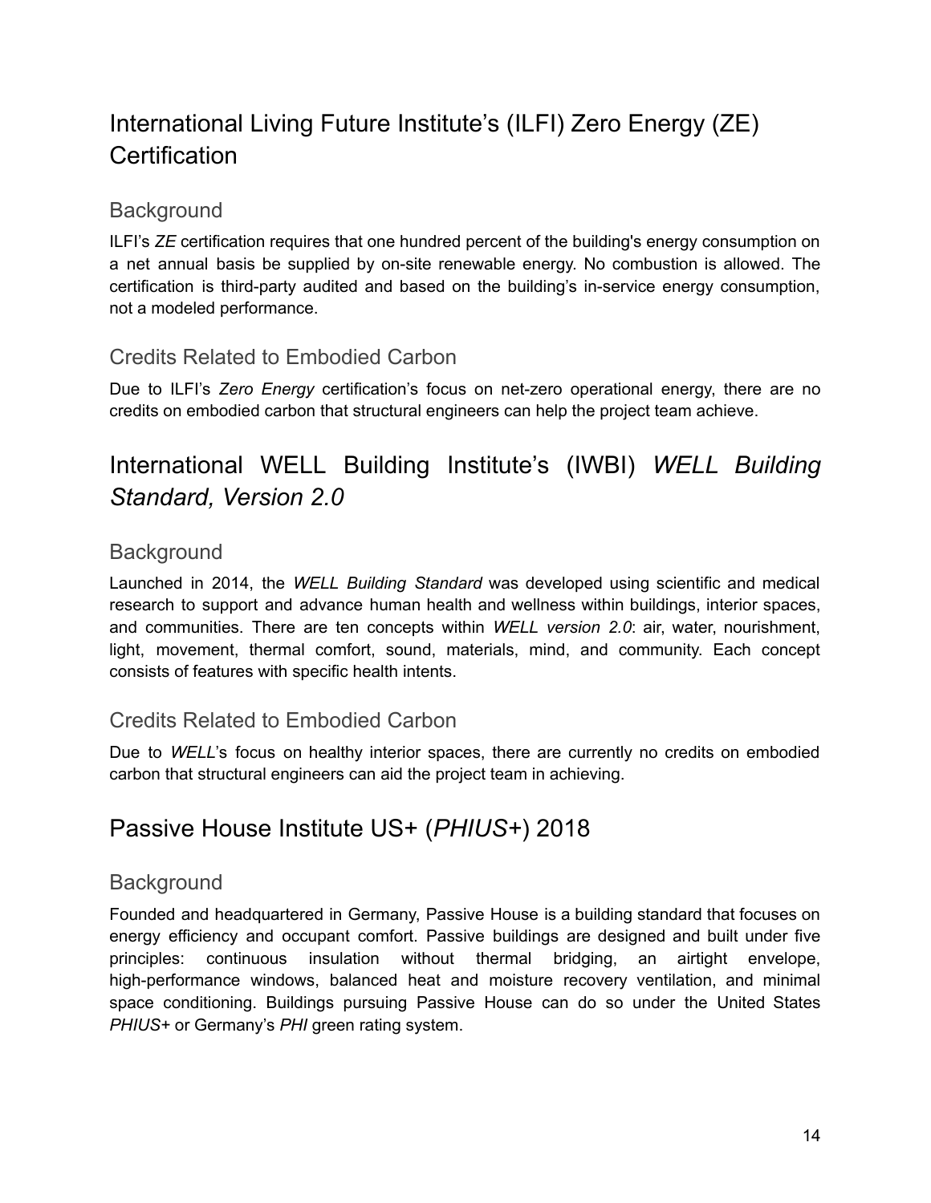## International Living Future Institute's (ILFI) Zero Energy (ZE) Certification

### Background

ILFI's *ZE* certification requires that one hundred percent of the building's energy consumption on a net annual basis be supplied by on-site renewable energy. No combustion is allowed. The certification is third-party audited and based on the building's in-service energy consumption, not a modeled performance.

### Credits Related to Embodied Carbon

Due to ILFI's *Zero Energy* certification's focus on net-zero operational energy, there are no credits on embodied carbon that structural engineers can help the project team achieve.

## International WELL Building Institute's (IWBI) *WELL Building Standard, Version 2.0*

### Background

Launched in 2014, the *WELL Building Standard* was developed using scientific and medical research to support and advance human health and wellness within buildings, interior spaces, and communities. There are ten concepts within *WELL version 2.0*: air, water, nourishment, light, movement, thermal comfort, sound, materials, mind, and community. Each concept consists of features with specific health intents.

### Credits Related to Embodied Carbon

Due to *WELL*'s focus on healthy interior spaces, there are currently no credits on embodied carbon that structural engineers can aid the project team in achieving.

## Passive House Institute US+ (*PHIUS+*) 2018

### Background

Founded and headquartered in Germany, Passive House is a building standard that focuses on energy efficiency and occupant comfort. Passive buildings are designed and built under five principles: continuous insulation without thermal bridging, an airtight envelope, high-performance windows, balanced heat and moisture recovery ventilation, and minimal space conditioning. Buildings pursuing Passive House can do so under the United States *PHIUS+* or Germany's *PHI* green rating system.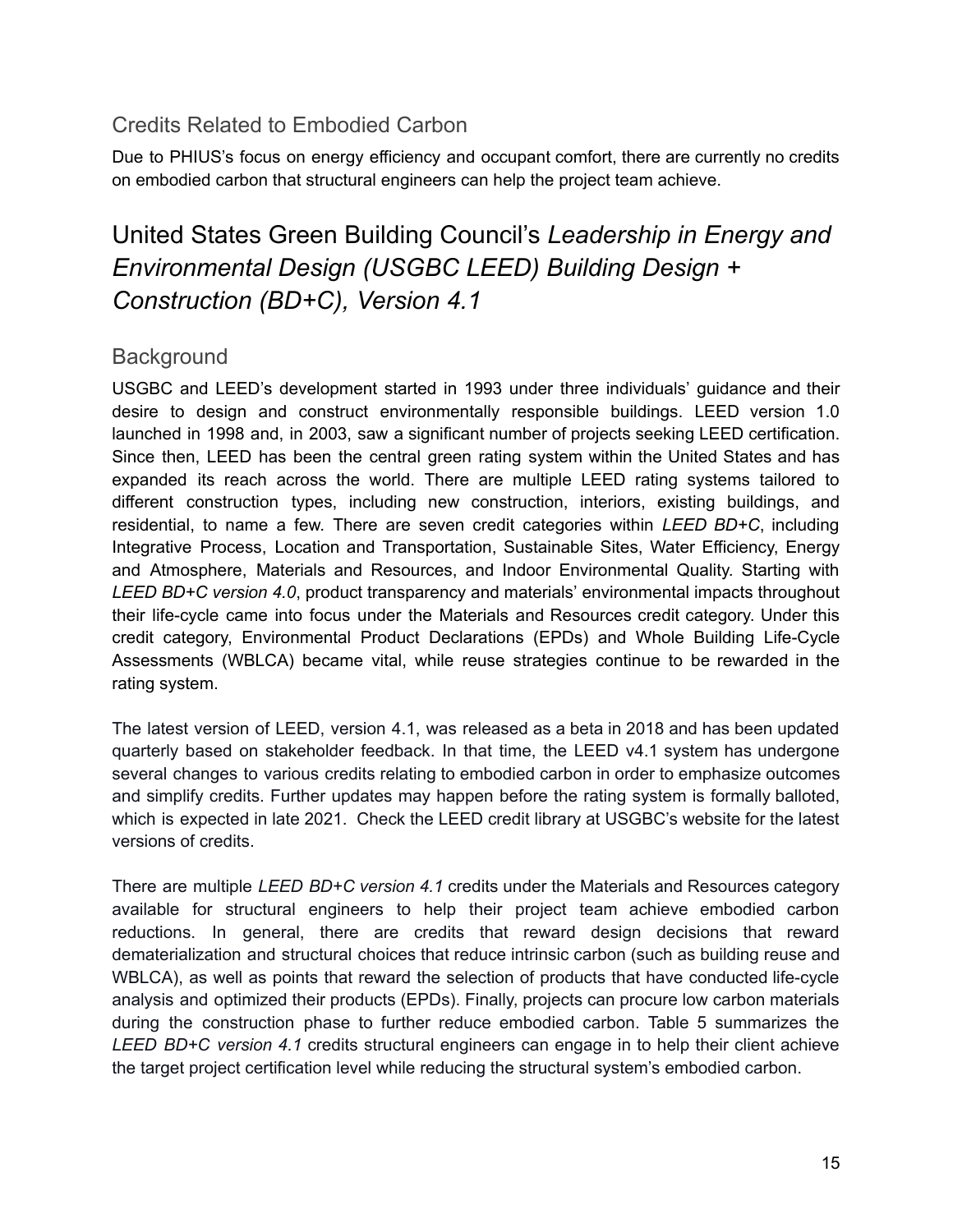## Credits Related to Embodied Carbon

Due to PHIUS's focus on energy efficiency and occupant comfort, there are currently no credits on embodied carbon that structural engineers can help the project team achieve.

# United States Green Building Council's *Leadership in Energy and Environmental Design (USGBC LEED) Building Design + Construction (BD+C), Version 4.1*

## Background

USGBC and LEED's development started in 1993 under three individuals' guidance and their desire to design and construct environmentally responsible buildings. LEED version 1.0 launched in 1998 and, in 2003, saw a significant number of projects seeking LEED certification. Since then, LEED has been the central green rating system within the United States and has expanded its reach across the world. There are multiple LEED rating systems tailored to different construction types, including new construction, interiors, existing buildings, and residential, to name a few. There are seven credit categories within *LEED BD+C*, including Integrative Process, Location and Transportation, Sustainable Sites, Water Efficiency, Energy and Atmosphere, Materials and Resources, and Indoor Environmental Quality. Starting with *LEED BD+C version 4.0*, product transparency and materials' environmental impacts throughout their life-cycle came into focus under the Materials and Resources credit category. Under this credit category, Environmental Product Declarations (EPDs) and Whole Building Life-Cycle Assessments (WBLCA) became vital, while reuse strategies continue to be rewarded in the rating system.

The latest version of LEED, version 4.1, was released as a beta in 2018 and has been updated quarterly based on stakeholder feedback. In that time, the LEED v4.1 system has undergone several changes to various credits relating to embodied carbon in order to emphasize outcomes and simplify credits. Further updates may happen before the rating system is formally balloted, which is expected in late 2021. Check the LEED credit library at USGBC's website for the latest versions of credits.

There are multiple *LEED BD+C version 4.1* credits under the Materials and Resources category available for structural engineers to help their project team achieve embodied carbon reductions. In general, there are credits that reward design decisions that reward dematerialization and structural choices that reduce intrinsic carbon (such as building reuse and WBLCA), as well as points that reward the selection of products that have conducted life-cycle analysis and optimized their products (EPDs). Finally, projects can procure low carbon materials during the construction phase to further reduce embodied carbon. Table 5 summarizes the *LEED BD+C version 4.1* credits structural engineers can engage in to help their client achieve the target project certification level while reducing the structural system's embodied carbon.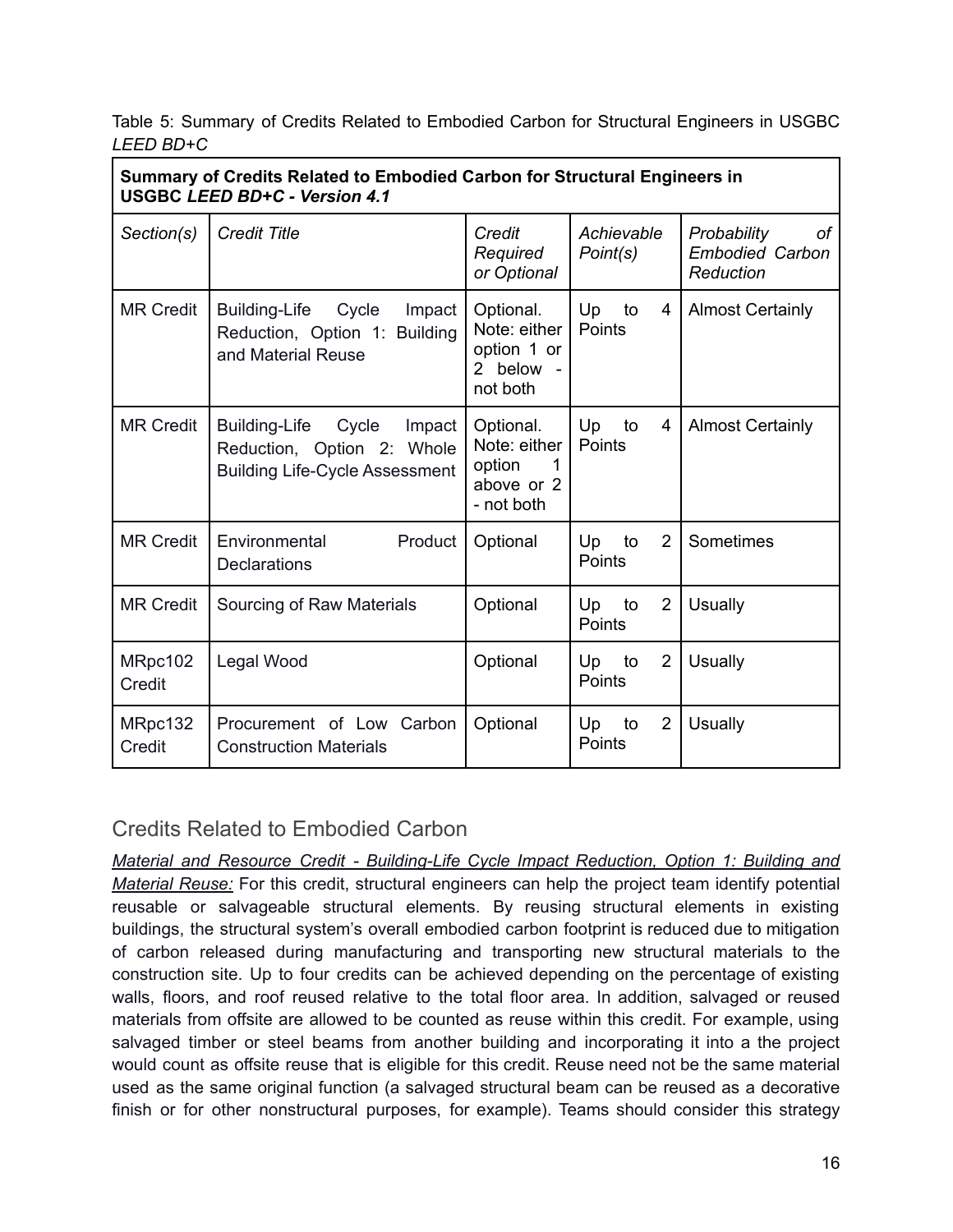Table 5: Summary of Credits Related to Embodied Carbon for Structural Engineers in USGBC *LEED BD+C*

| **Summary of Credits Related to Embodied Carbon for Structural Engineers in USGBC *LEED BD+C - Version 4.1*** | | | | |
|---|---|---|---|---|
| *Section(s)* | *Credit Title* | *Credit Required or Optional* | *Achievable Point(s)* | *Probability of Embodied Carbon Reduction* |
| MR Credit | Building-Life Cycle Impact Reduction, Option 1: Building and Material Reuse | Optional. Note: either option 1 or 2 below - not both | Up to 4 Points | Almost Certainly |
| MR Credit | Building-Life Cycle Impact Reduction, Option 2: Whole Building Life-Cycle Assessment | Optional. Note: either option 1 above or 2 - not both | Up to 4 Points | Almost Certainly |
| MR Credit | Environmental Product Declarations | Optional | Up to 2 Points | Sometimes |
| MR Credit | Sourcing of Raw Materials | Optional | Up to 2 Points | Usually |
| MRpc102 Credit | Legal Wood | Optional | Up to 2 Points | Usually |
| MRpc132 Credit | Procurement of Low Carbon Construction Materials | Optional | Up to 2 Points | Usually |

## Credits Related to Embodied Carbon

*Material and Resource Credit - Building-Life Cycle Impact Reduction, Option 1: Building and Material Reuse:* For this credit, structural engineers can help the project team identify potential reusable or salvageable structural elements. By reusing structural elements in existing buildings, the structural system's overall embodied carbon footprint is reduced due to mitigation of carbon released during manufacturing and transporting new structural materials to the construction site. Up to four credits can be achieved depending on the percentage of existing walls, floors, and roof reused relative to the total floor area. In addition, salvaged or reused materials from offsite are allowed to be counted as reuse within this credit. For example, using salvaged timber or steel beams from another building and incorporating it into a the project would count as offsite reuse that is eligible for this credit. Reuse need not be the same material used as the same original function (a salvaged structural beam can be reused as a decorative finish or for other nonstructural purposes, for example). Teams should consider this strategy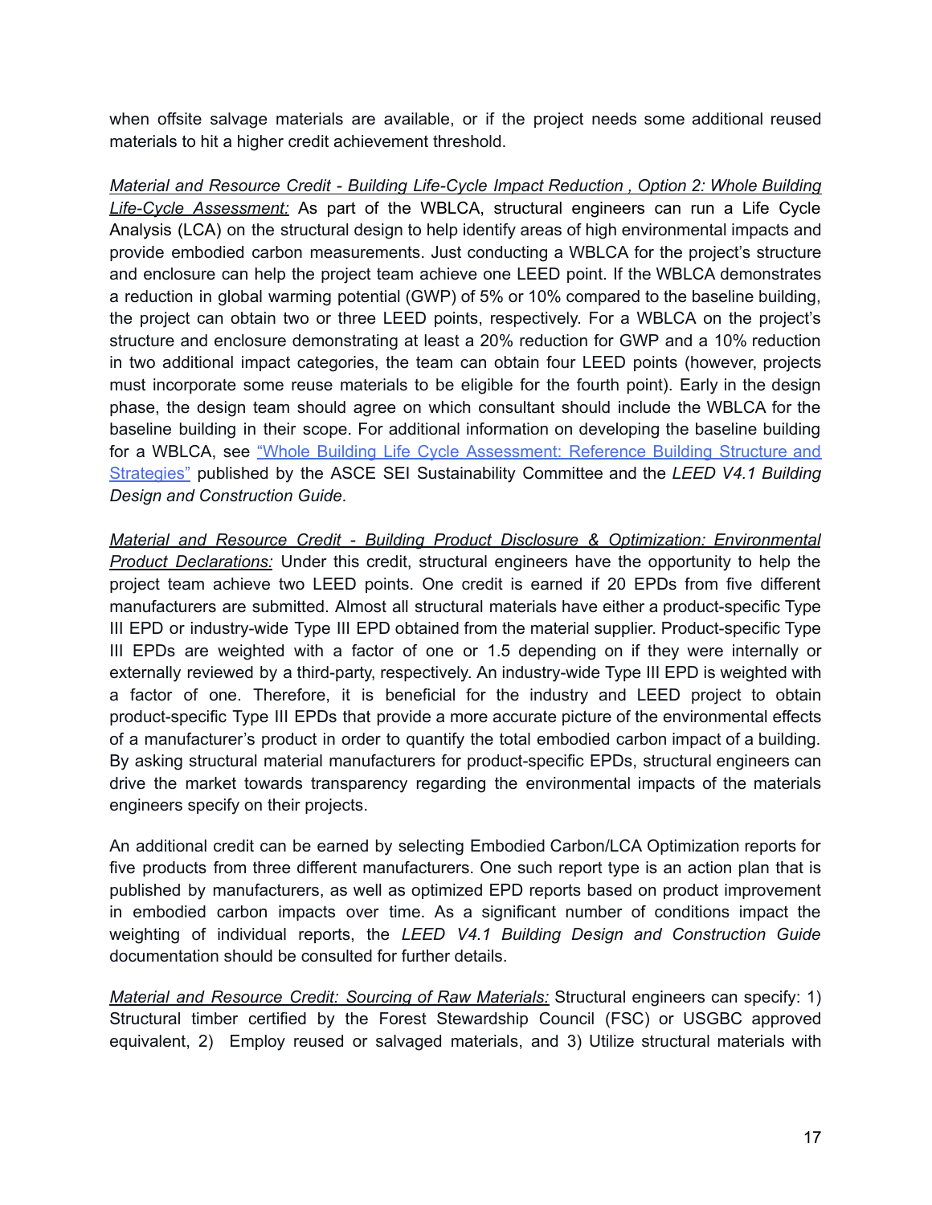when offsite salvage materials are available, or if the project needs some additional reused materials to hit a higher credit achievement threshold.

*Material and Resource Credit - Building Life-Cycle Impact Reduction , Option 2: Whole Building Life-Cycle Assessment:* As part of the WBLCA, structural engineers can run a Life Cycle Analysis (LCA) on the structural design to help identify areas of high environmental impacts and provide embodied carbon measurements. Just conducting a WBLCA for the project's structure and enclosure can help the project team achieve one LEED point. If the WBLCA demonstrates a reduction in global warming potential (GWP) of 5% or 10% compared to the baseline building, the project can obtain two or three LEED points, respectively. For a WBLCA on the project's structure and enclosure demonstrating at least a 20% reduction for GWP and a 10% reduction in two additional impact categories, the team can obtain four LEED points (however, projects must incorporate some reuse materials to be eligible for the fourth point). Early in the design phase, the design team should agree on which consultant should include the WBLCA for the baseline building in their scope. For additional information on developing the baseline building for a WBLCA, see "Whole Building Life Cycle Assessment: Reference Building Structure and Strategies" published by the ASCE SEI Sustainability Committee and the *LEED V4.1 Building Design and Construction Guide*.

*Material and Resource Credit - Building Product Disclosure & Optimization: Environmental Product Declarations:* Under this credit, structural engineers have the opportunity to help the project team achieve two LEED points. One credit is earned if 20 EPDs from five different manufacturers are submitted. Almost all structural materials have either a product-specific Type III EPD or industry-wide Type III EPD obtained from the material supplier. Product-specific Type III EPDs are weighted with a factor of one or 1.5 depending on if they were internally or externally reviewed by a third-party, respectively. An industry-wide Type III EPD is weighted with a factor of one. Therefore, it is beneficial for the industry and LEED project to obtain product-specific Type III EPDs that provide a more accurate picture of the environmental effects of a manufacturer's product in order to quantify the total embodied carbon impact of a building. By asking structural material manufacturers for product-specific EPDs, structural engineers can drive the market towards transparency regarding the environmental impacts of the materials engineers specify on their projects.

An additional credit can be earned by selecting Embodied Carbon/LCA Optimization reports for five products from three different manufacturers. One such report type is an action plan that is published by manufacturers, as well as optimized EPD reports based on product improvement in embodied carbon impacts over time. As a significant number of conditions impact the weighting of individual reports, the *LEED V4.1 Building Design and Construction Guide* documentation should be consulted for further details.

*Material and Resource Credit: Sourcing of Raw Materials:* Structural engineers can specify: 1) Structural timber certified by the Forest Stewardship Council (FSC) or USGBC approved equivalent, 2) Employ reused or salvaged materials, and 3) Utilize structural materials with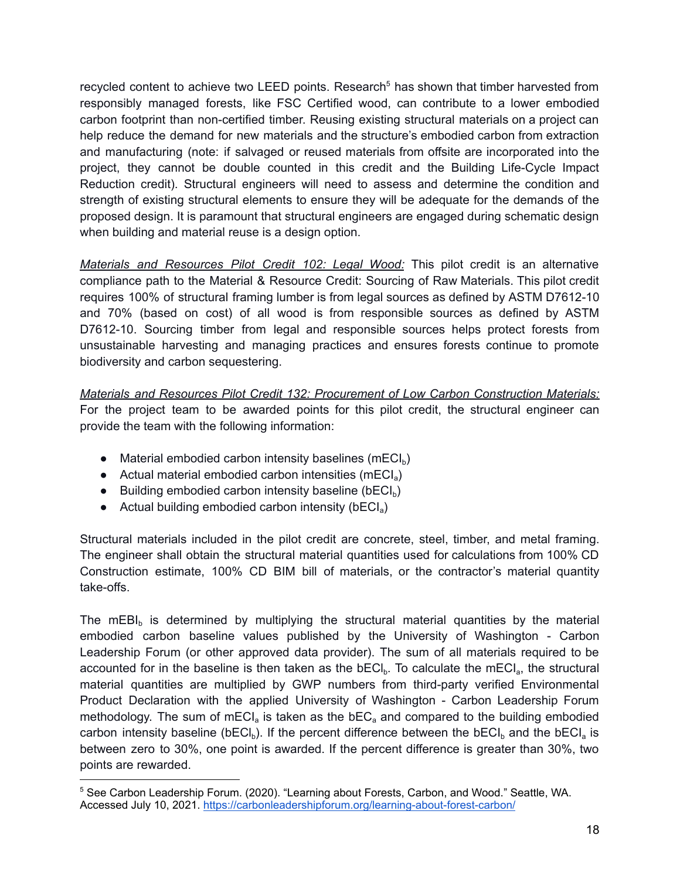recycled content to achieve two LEED points. Research[5] has shown that timber harvested from responsibly managed forests, like FSC Certified wood, can contribute to a lower embodied carbon footprint than non-certified timber. Reusing existing structural materials on a project can help reduce the demand for new materials and the structure's embodied carbon from extraction and manufacturing (note: if salvaged or reused materials from offsite are incorporated into the project, they cannot be double counted in this credit and the Building Life-Cycle Impact Reduction credit). Structural engineers will need to assess and determine the condition and strength of existing structural elements to ensure they will be adequate for the demands of the proposed design. It is paramount that structural engineers are engaged during schematic design when building and material reuse is a design option.

*Materials and Resources Pilot Credit 102: Legal Wood:* This pilot credit is an alternative compliance path to the Material & Resource Credit: Sourcing of Raw Materials. This pilot credit requires 100% of structural framing lumber is from legal sources as defined by ASTM D7612-10 and 70% (based on cost) of all wood is from responsible sources as defined by ASTM D7612-10. Sourcing timber from legal and responsible sources helps protect forests from unsustainable harvesting and managing practices and ensures forests continue to promote biodiversity and carbon sequestering.

*Materials and Resources Pilot Credit 132: Procurement of Low Carbon Construction Materials:* For the project team to be awarded points for this pilot credit, the structural engineer can provide the team with the following information:

- Material embodied carbon intensity baselines ($mECI_b$)
- Actual material embodied carbon intensities ($mECI_a$)
- Building embodied carbon intensity baseline ($bECI_b$)
- Actual building embodied carbon intensity ($bECI_a$)

Structural materials included in the pilot credit are concrete, steel, timber, and metal framing. The engineer shall obtain the structural material quantities used for calculations from 100% CD Construction estimate, 100% CD BIM bill of materials, or the contractor's material quantity take-offs.

The $mEBI_b$ is determined by multiplying the structural material quantities by the material embodied carbon baseline values published by the University of Washington - Carbon Leadership Forum (or other approved data provider). The sum of all materials required to be accounted for in the baseline is then taken as the $bECI_b$. To calculate the $mECI_a$, the structural material quantities are multiplied by GWP numbers from third-party verified Environmental Product Declaration with the applied University of Washington - Carbon Leadership Forum methodology. The sum of $mECI_a$ is taken as the $bEC_a$ and compared to the building embodied carbon intensity baseline ($bECI_b$). If the percent difference between the $bECI_b$ and the $bECI_a$ is between zero to 30%, one point is awarded. If the percent difference is greater than 30%, two points are rewarded.

[5] See Carbon Leadership Forum. (2020). "Learning about Forests, Carbon, and Wood." Seattle, WA. Accessed July 10, 2021. https://carbonleadershipforum.org/learning-about-forest-carbon/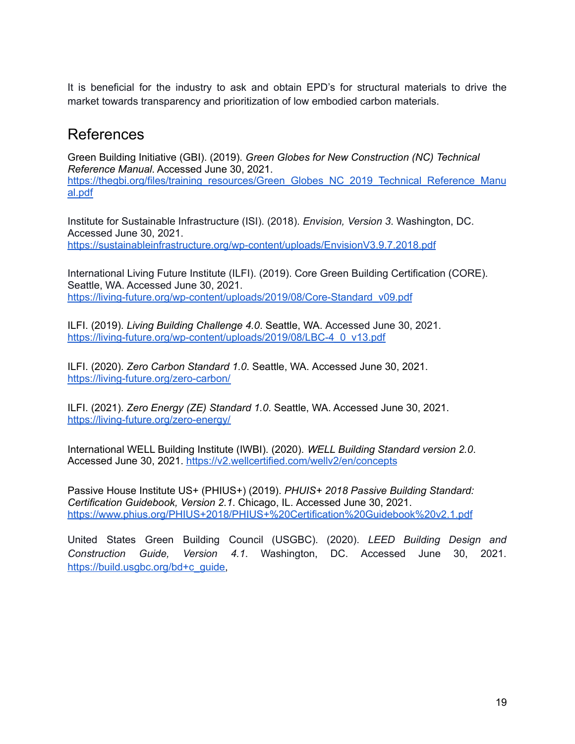It is beneficial for the industry to ask and obtain EPD's for structural materials to drive the market towards transparency and prioritization of low embodied carbon materials.

## References

Green Building Initiative (GBI). (2019). *Green Globes for New Construction (NC) Technical Reference Manual*. Accessed June 30, 2021. https://thegbi.org/files/training_resources/Green_Globes_NC_2019_Technical_Reference_Manual.pdf

Institute for Sustainable Infrastructure (ISI). (2018). *Envision, Version 3*. Washington, DC. Accessed June 30, 2021. https://sustainableinfrastructure.org/wp-content/uploads/EnvisionV3.9.7.2018.pdf

International Living Future Institute (ILFI). (2019). Core Green Building Certification (CORE). Seattle, WA. Accessed June 30, 2021. https://living-future.org/wp-content/uploads/2019/08/Core-Standard_v09.pdf

ILFI. (2019). *Living Building Challenge 4.0*. Seattle, WA. Accessed June 30, 2021. https://living-future.org/wp-content/uploads/2019/08/LBC-4_0_v13.pdf

ILFI. (2020). *Zero Carbon Standard 1.0*. Seattle, WA. Accessed June 30, 2021. https://living-future.org/zero-carbon/

ILFI. (2021). *Zero Energy (ZE) Standard 1.0*. Seattle, WA. Accessed June 30, 2021. https://living-future.org/zero-energy/

International WELL Building Institute (IWBI). (2020). *WELL Building Standard version 2.0*. Accessed June 30, 2021. https://v2.wellcertified.com/wellv2/en/concepts

Passive House Institute US+ (PHIUS+) (2019). *PHUIS+ 2018 Passive Building Standard: Certification Guidebook, Version 2.1*. Chicago, IL. Accessed June 30, 2021. https://www.phius.org/PHIUS+2018/PHIUS+%20Certification%20Guidebook%20v2.1.pdf

United States Green Building Council (USGBC). (2020). *LEED Building Design and Construction Guide, Version 4.1*. Washington, DC. Accessed June 30, 2021. https://build.usgbc.org/bd+c_guide,